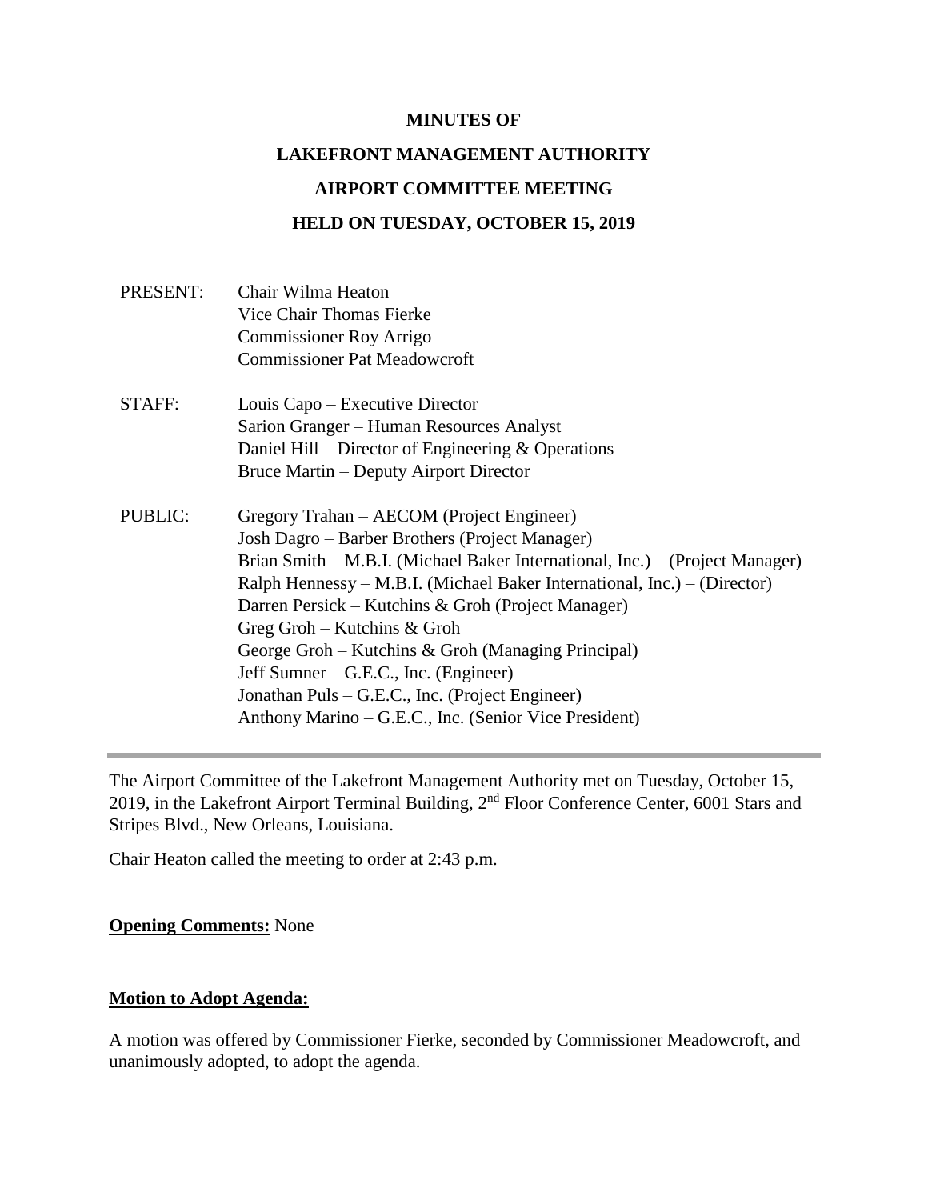**MINUTES OF**

**LAKEFRONT MANAGEMENT AUTHORITY**

**AIRPORT COMMITTEE MEETING**

**HELD ON TUESDAY, OCTOBER 15, 2019**

| | |
|---|---|
| PRESENT: | Chair Wilma Heaton<br>Vice Chair Thomas Fierke<br>Commissioner Roy Arrigo<br>Commissioner Pat Meadowcroft |
| STAFF: | Louis Capo – Executive Director<br>Sarion Granger – Human Resources Analyst<br>Daniel Hill – Director of Engineering & Operations<br>Bruce Martin – Deputy Airport Director |
| PUBLIC: | Gregory Trahan – AECOM (Project Engineer)<br>Josh Dagro – Barber Brothers (Project Manager)<br>Brian Smith – M.B.I. (Michael Baker International, Inc.) – (Project Manager)<br>Ralph Hennessy – M.B.I. (Michael Baker International, Inc.) – (Director)<br>Darren Persick – Kutchins & Groh (Project Manager)<br>Greg Groh – Kutchins & Groh<br>George Groh – Kutchins & Groh (Managing Principal)<br>Jeff Sumner – G.E.C., Inc. (Engineer)<br>Jonathan Puls – G.E.C., Inc. (Project Engineer)<br>Anthony Marino – G.E.C., Inc. (Senior Vice President) |

---

The Airport Committee of the Lakefront Management Authority met on Tuesday, October 15, 2019, in the Lakefront Airport Terminal Building, 2nd Floor Conference Center, 6001 Stars and Stripes Blvd., New Orleans, Louisiana.

Chair Heaton called the meeting to order at 2:43 p.m.

**Opening Comments:** None

**Motion to Adopt Agenda:**

A motion was offered by Commissioner Fierke, seconded by Commissioner Meadowcroft, and unanimously adopted, to adopt the agenda.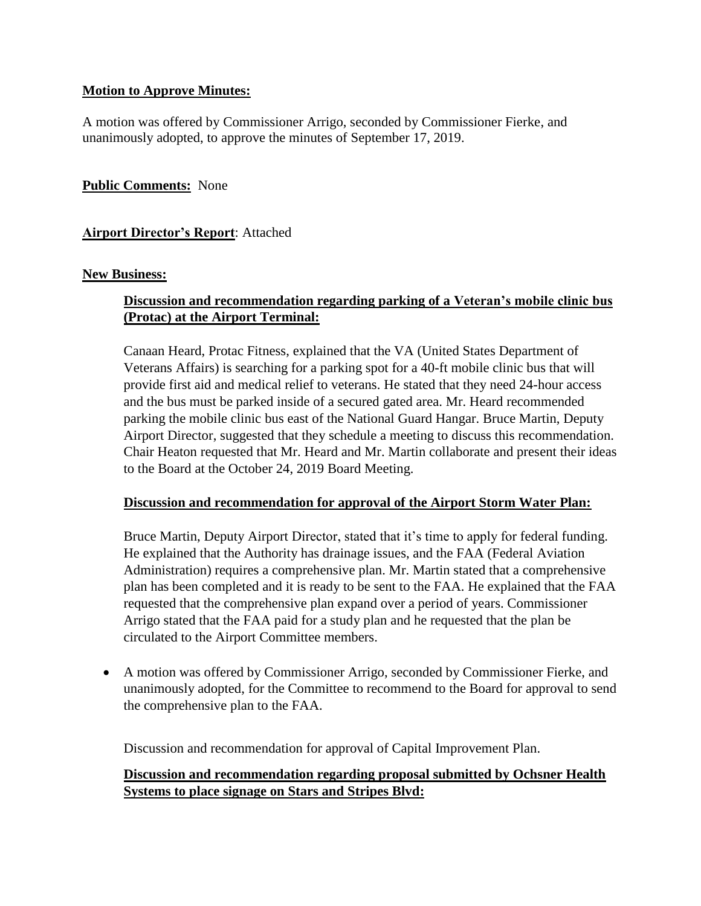**Motion to Approve Minutes:**

A motion was offered by Commissioner Arrigo, seconded by Commissioner Fierke, and unanimously adopted, to approve the minutes of September 17, 2019.

**Public Comments:** None

**Airport Director's Report**: Attached

**New Business:**

**Discussion and recommendation regarding parking of a Veteran's mobile clinic bus (Protac) at the Airport Terminal:**

Canaan Heard, Protac Fitness, explained that the VA (United States Department of Veterans Affairs) is searching for a parking spot for a 40-ft mobile clinic bus that will provide first aid and medical relief to veterans. He stated that they need 24-hour access and the bus must be parked inside of a secured gated area. Mr. Heard recommended parking the mobile clinic bus east of the National Guard Hangar. Bruce Martin, Deputy Airport Director, suggested that they schedule a meeting to discuss this recommendation. Chair Heaton requested that Mr. Heard and Mr. Martin collaborate and present their ideas to the Board at the October 24, 2019 Board Meeting.

**Discussion and recommendation for approval of the Airport Storm Water Plan:**

Bruce Martin, Deputy Airport Director, stated that it's time to apply for federal funding. He explained that the Authority has drainage issues, and the FAA (Federal Aviation Administration) requires a comprehensive plan. Mr. Martin stated that a comprehensive plan has been completed and it is ready to be sent to the FAA. He explained that the FAA requested that the comprehensive plan expand over a period of years. Commissioner Arrigo stated that the FAA paid for a study plan and he requested that the plan be circulated to the Airport Committee members.

- A motion was offered by Commissioner Arrigo, seconded by Commissioner Fierke, and unanimously adopted, for the Committee to recommend to the Board for approval to send the comprehensive plan to the FAA.

Discussion and recommendation for approval of Capital Improvement Plan.

**Discussion and recommendation regarding proposal submitted by Ochsner Health Systems to place signage on Stars and Stripes Blvd:**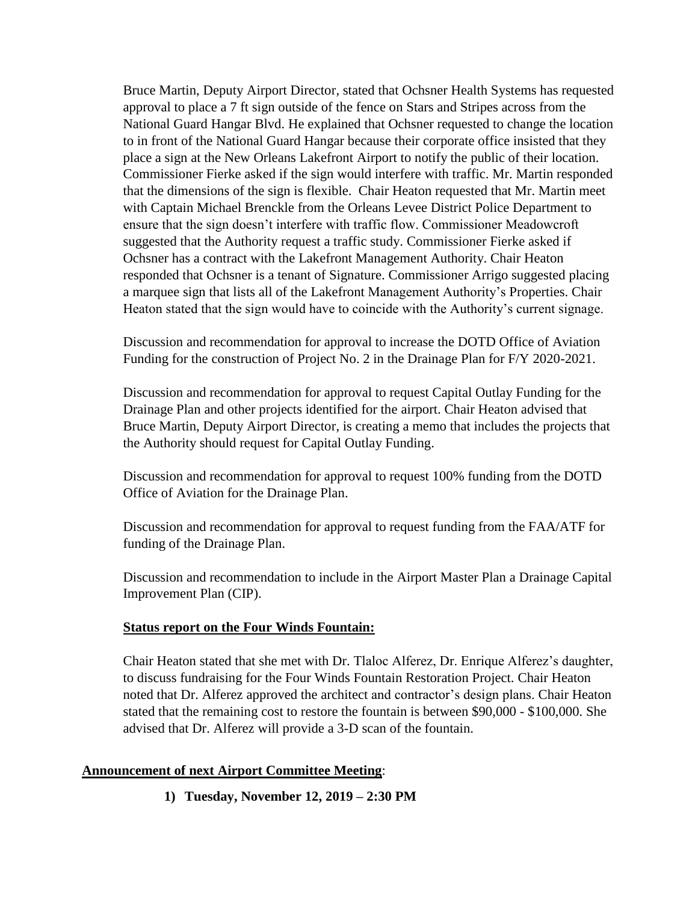Bruce Martin, Deputy Airport Director, stated that Ochsner Health Systems has requested approval to place a 7 ft sign outside of the fence on Stars and Stripes across from the National Guard Hangar Blvd. He explained that Ochsner requested to change the location to in front of the National Guard Hangar because their corporate office insisted that they place a sign at the New Orleans Lakefront Airport to notify the public of their location. Commissioner Fierke asked if the sign would interfere with traffic. Mr. Martin responded that the dimensions of the sign is flexible. Chair Heaton requested that Mr. Martin meet with Captain Michael Brenckle from the Orleans Levee District Police Department to ensure that the sign doesn't interfere with traffic flow. Commissioner Meadowcroft suggested that the Authority request a traffic study. Commissioner Fierke asked if Ochsner has a contract with the Lakefront Management Authority. Chair Heaton responded that Ochsner is a tenant of Signature. Commissioner Arrigo suggested placing a marquee sign that lists all of the Lakefront Management Authority's Properties. Chair Heaton stated that the sign would have to coincide with the Authority's current signage.

Discussion and recommendation for approval to increase the DOTD Office of Aviation Funding for the construction of Project No. 2 in the Drainage Plan for F/Y 2020-2021.

Discussion and recommendation for approval to request Capital Outlay Funding for the Drainage Plan and other projects identified for the airport. Chair Heaton advised that Bruce Martin, Deputy Airport Director, is creating a memo that includes the projects that the Authority should request for Capital Outlay Funding.

Discussion and recommendation for approval to request 100% funding from the DOTD Office of Aviation for the Drainage Plan.

Discussion and recommendation for approval to request funding from the FAA/ATF for funding of the Drainage Plan.

Discussion and recommendation to include in the Airport Master Plan a Drainage Capital Improvement Plan (CIP).

**Status report on the Four Winds Fountain:**

Chair Heaton stated that she met with Dr. Tlaloc Alferez, Dr. Enrique Alferez's daughter, to discuss fundraising for the Four Winds Fountain Restoration Project. Chair Heaton noted that Dr. Alferez approved the architect and contractor's design plans. Chair Heaton stated that the remaining cost to restore the fountain is between $90,000 - $100,000. She advised that Dr. Alferez will provide a 3-D scan of the fountain.

**Announcement of next Airport Committee Meeting**:

1) **Tuesday, November 12, 2019 – 2:30 PM**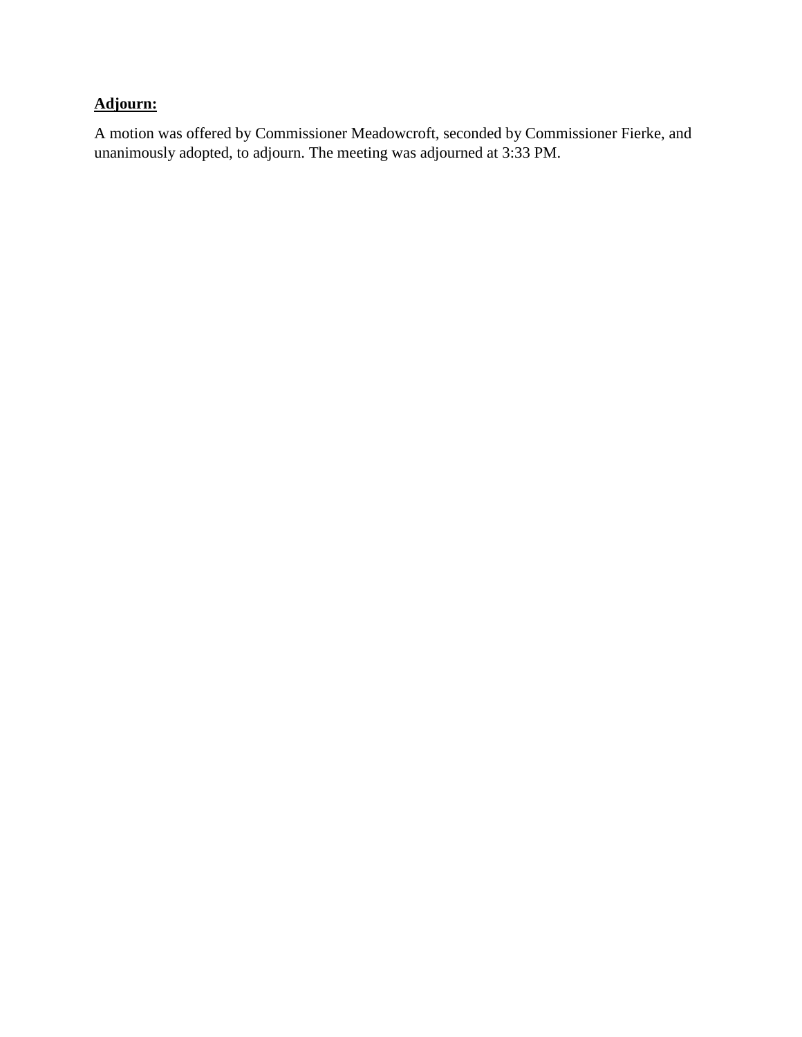**Adjourn:**

A motion was offered by Commissioner Meadowcroft, seconded by Commissioner Fierke, and unanimously adopted, to adjourn. The meeting was adjourned at 3:33 PM.